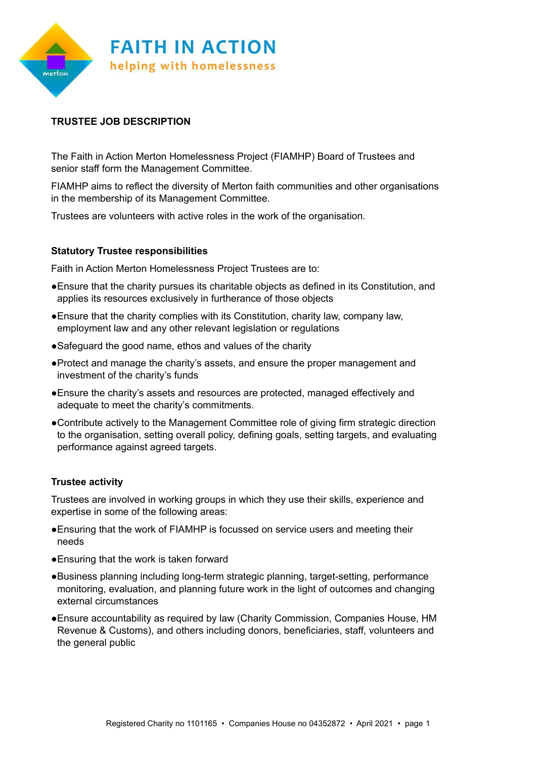FAITH IN ACTION

helping with homelessness

# TRUSTEE JOB DESCRIPTION

The Faith in Action Merton Homelessness Project (FIAMHP) Board of Trustees and senior staff form the Management Committee.

FIAMHP aims to reflect the diversity of Merton faith communities and other organisations in the membership of its Management Committee.

Trustees are volunteers with active roles in the work of the organisation.

## Statutory Trustee responsibilities

Faith in Action Merton Homelessness Project Trustees are to:

- Ensure that the charity pursues its charitable objects as defined in its Constitution, and applies its resources exclusively in furtherance of those objects
- Ensure that the charity complies with its Constitution, charity law, company law, employment law and any other relevant legislation or regulations
- Safeguard the good name, ethos and values of the charity
- Protect and manage the charity's assets, and ensure the proper management and investment of the charity's funds
- Ensure the charity's assets and resources are protected, managed effectively and adequate to meet the charity's commitments.
- Contribute actively to the Management Committee role of giving firm strategic direction to the organisation, setting overall policy, defining goals, setting targets, and evaluating performance against agreed targets.

## Trustee activity

Trustees are involved in working groups in which they use their skills, experience and expertise in some of the following areas:

- Ensuring that the work of FIAMHP is focussed on service users and meeting their needs
- Ensuring that the work is taken forward
- Business planning including long-term strategic planning, target-setting, performance monitoring, evaluation, and planning future work in the light of outcomes and changing external circumstances
- Ensure accountability as required by law (Charity Commission, Companies House, HM Revenue & Customs), and others including donors, beneficiaries, staff, volunteers and the general public

Registered Charity no 1101165 • Companies House no 04352872 • April 2021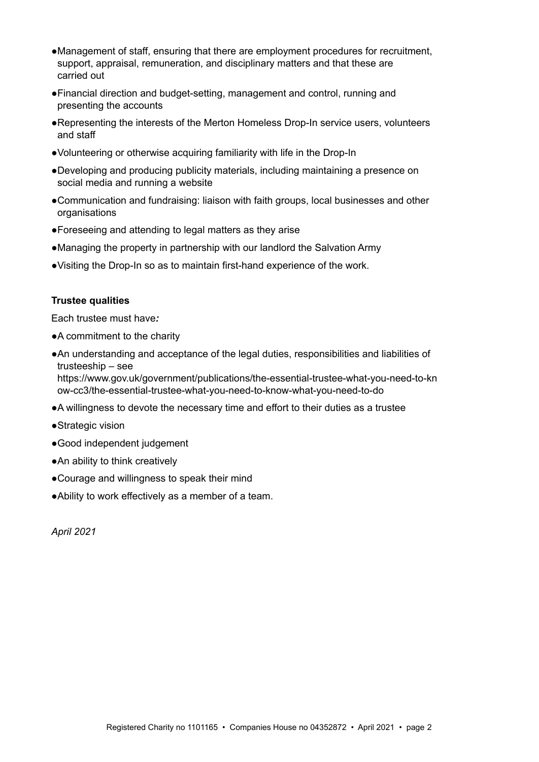- Management of staff, ensuring that there are employment procedures for recruitment, support, appraisal, remuneration, and disciplinary matters and that these are carried out
- Financial direction and budget-setting, management and control, running and presenting the accounts
- Representing the interests of the Merton Homeless Drop-In service users, volunteers and staff
- Volunteering or otherwise acquiring familiarity with life in the Drop-In
- Developing and producing publicity materials, including maintaining a presence on social media and running a website
- Communication and fundraising: liaison with faith groups, local businesses and other organisations
- Foreseeing and attending to legal matters as they arise
- Managing the property in partnership with our landlord the Salvation Army
- Visiting the Drop-In so as to maintain first-hand experience of the work.

**Trustee qualities**

Each trustee must have*:*

- A commitment to the charity
- An understanding and acceptance of the legal duties, responsibilities and liabilities of trusteeship – see https://www.gov.uk/government/publications/the-essential-trustee-what-you-need-to-know-cc3/the-essential-trustee-what-you-need-to-know-what-you-need-to-do
- A willingness to devote the necessary time and effort to their duties as a trustee
- Strategic vision
- Good independent judgement
- An ability to think creatively
- Courage and willingness to speak their mind
- Ability to work effectively as a member of a team.

*April 2021*

Registered Charity no 1101165 • Companies House no 04352872